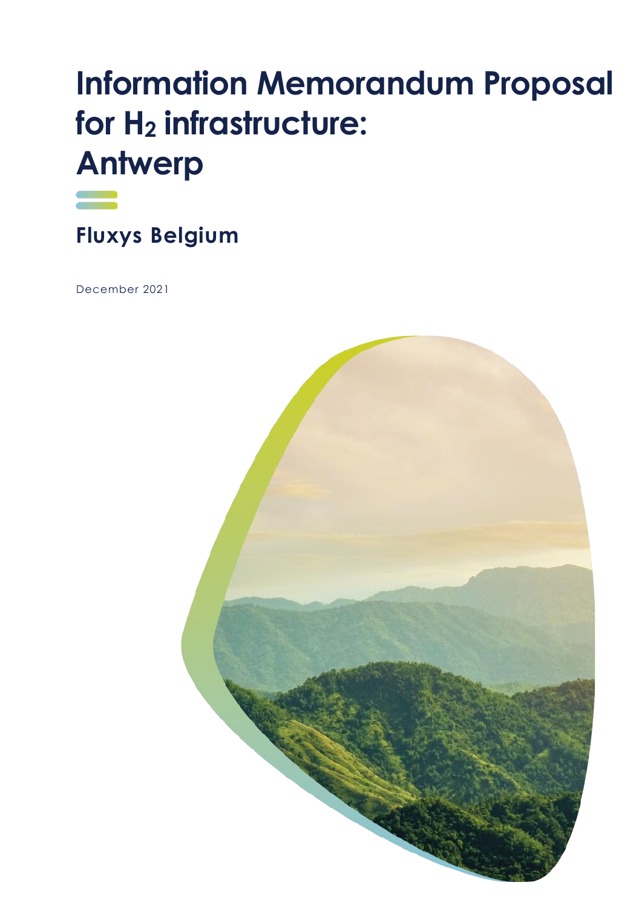# Information Memorandum Proposal for $H_2$ infrastructure: Antwerp

## Fluxys Belgium

December 2021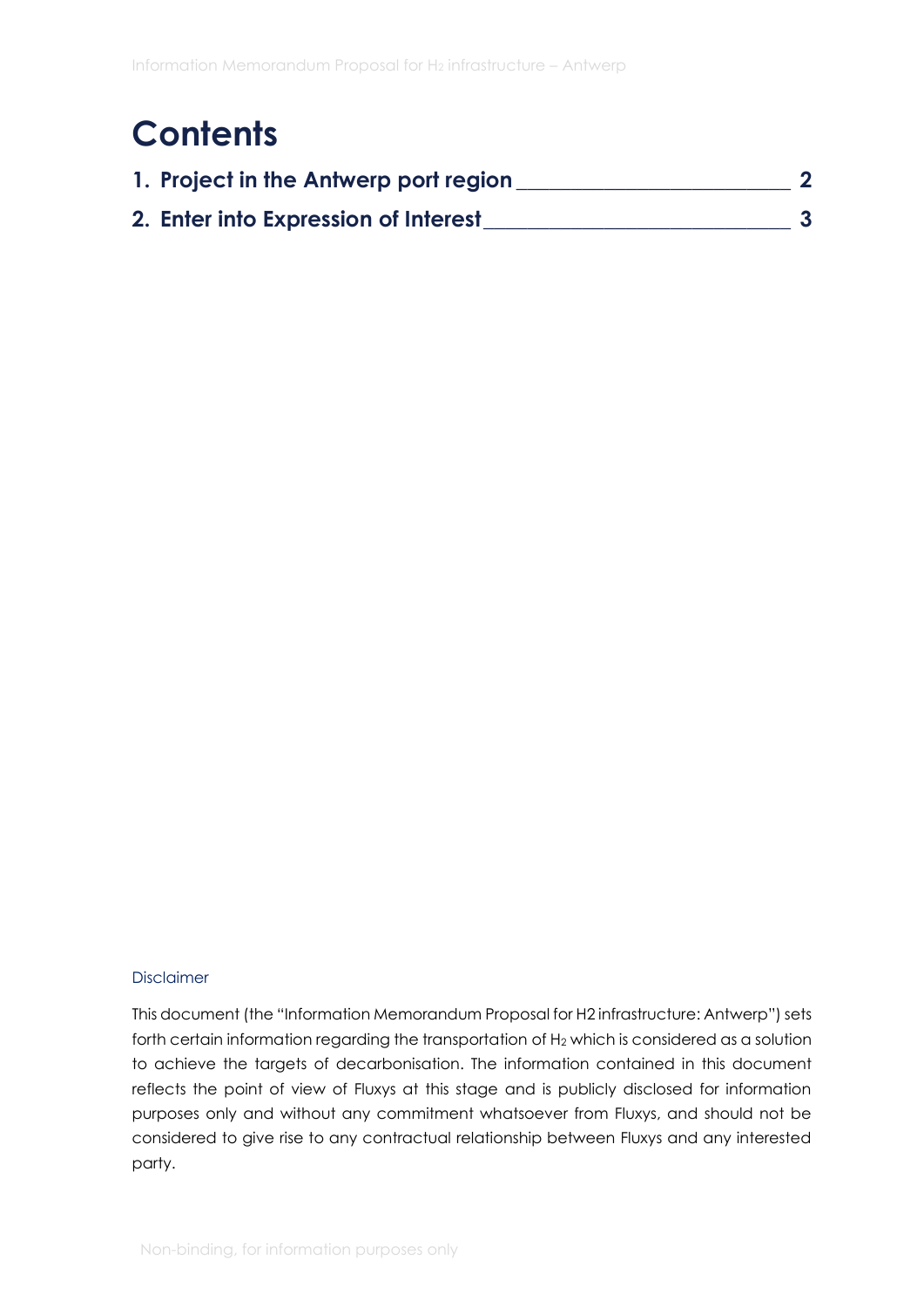# Contents

1. **Project in the Antwerp port region** 2
2. **Enter into Expression of Interest** 3

Disclaimer

This document (the "Information Memorandum Proposal for H2 infrastructure: Antwerp") sets forth certain information regarding the transportation of $H_2$ which is considered as a solution to achieve the targets of decarbonisation. The information contained in this document reflects the point of view of Fluxys at this stage and is publicly disclosed for information purposes only and without any commitment whatsoever from Fluxys, and should not be considered to give rise to any contractual relationship between Fluxys and any interested party.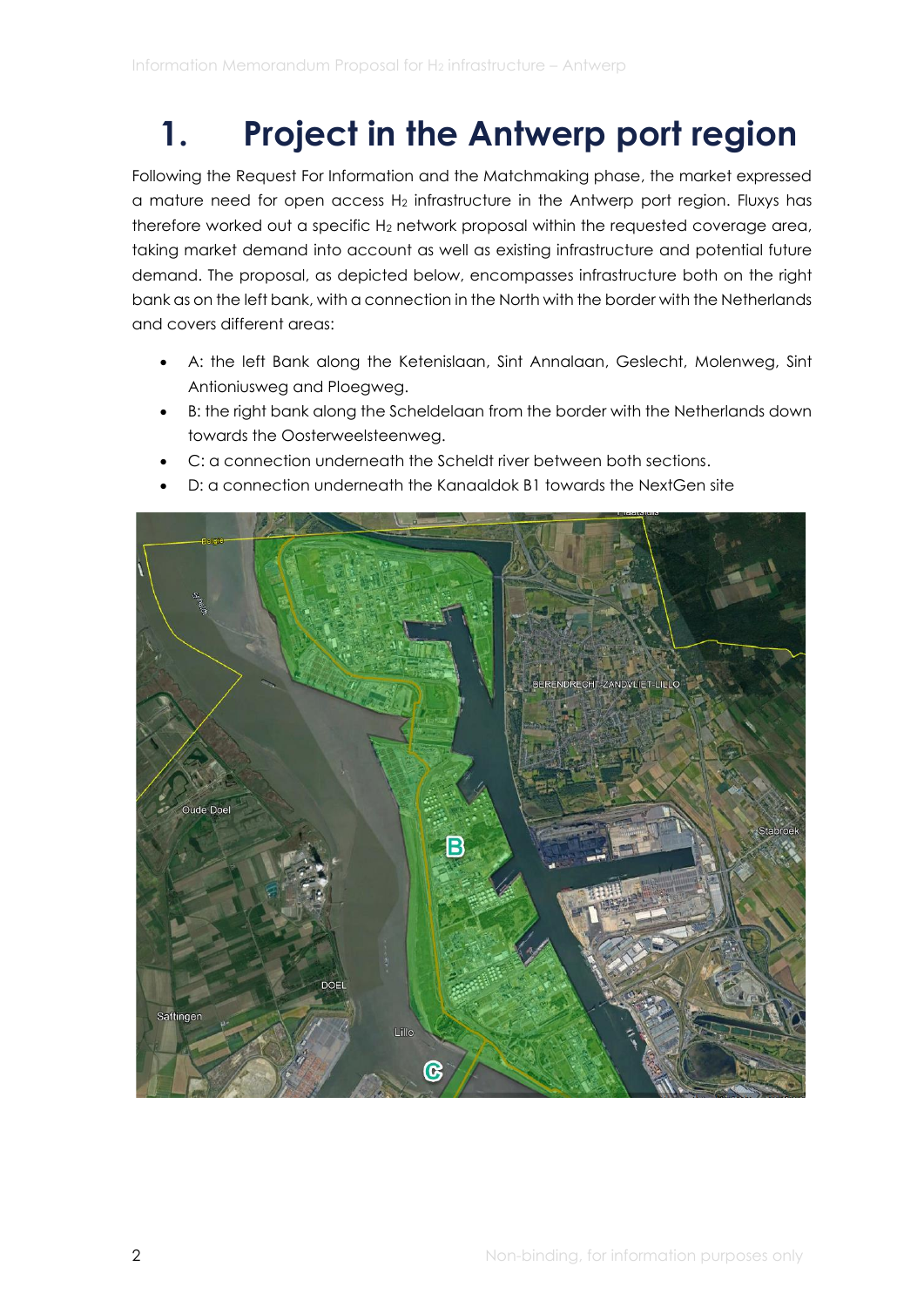# 1. Project in the Antwerp port region

Following the Request For Information and the Matchmaking phase, the market expressed a mature need for open access $H_2$ infrastructure in the Antwerp port region. Fluxys has therefore worked out a specific $H_2$ network proposal within the requested coverage area, taking market demand into account as well as existing infrastructure and potential future demand. The proposal, as depicted below, encompasses infrastructure both on the right bank as on the left bank, with a connection in the North with the border with the Netherlands and covers different areas:

- A: the left Bank along the Ketenislaan, Sint Annalaan, Geslecht, Molenweg, Sint Antioniusweg and Ploegweg.
- B: the right bank along the Scheldelaan from the border with the Netherlands down towards the Oosterweelsteenweg.
- C: a connection underneath the Scheldt river between both sections.
- D: a connection underneath the Kanaaldok B1 towards the NextGen site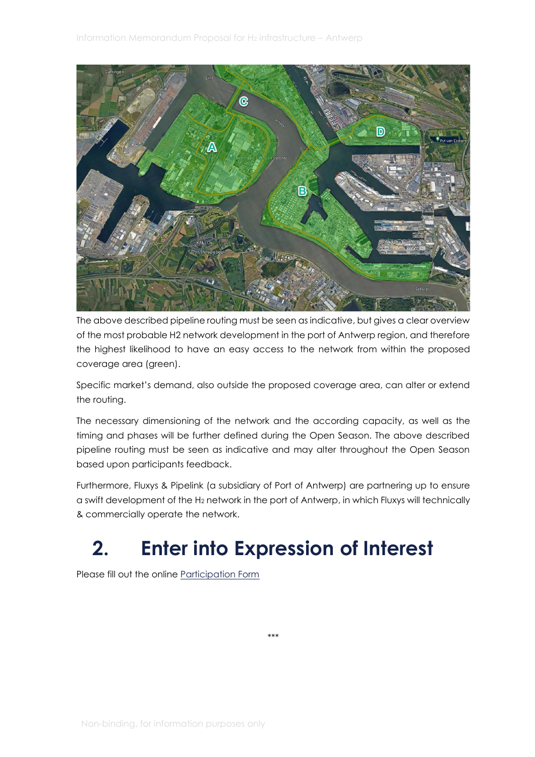The above described pipeline routing must be seen as indicative, but gives a clear overview of the most probable H2 network development in the port of Antwerp region, and therefore the highest likelihood to have an easy access to the network from within the proposed coverage area (green).

Specific market's demand, also outside the proposed coverage area, can alter or extend the routing.

The necessary dimensioning of the network and the according capacity, as well as the timing and phases will be further defined during the Open Season. The above described pipeline routing must be seen as indicative and may alter throughout the Open Season based upon participants feedback.

Furthermore, Fluxys & Pipelink (a subsidiary of Port of Antwerp) are partnering up to ensure a swift development of the $H_2$ network in the port of Antwerp, in which Fluxys will technically & commercially operate the network.

# 2. Enter into Expression of Interest

Please fill out the online Participation Form

***